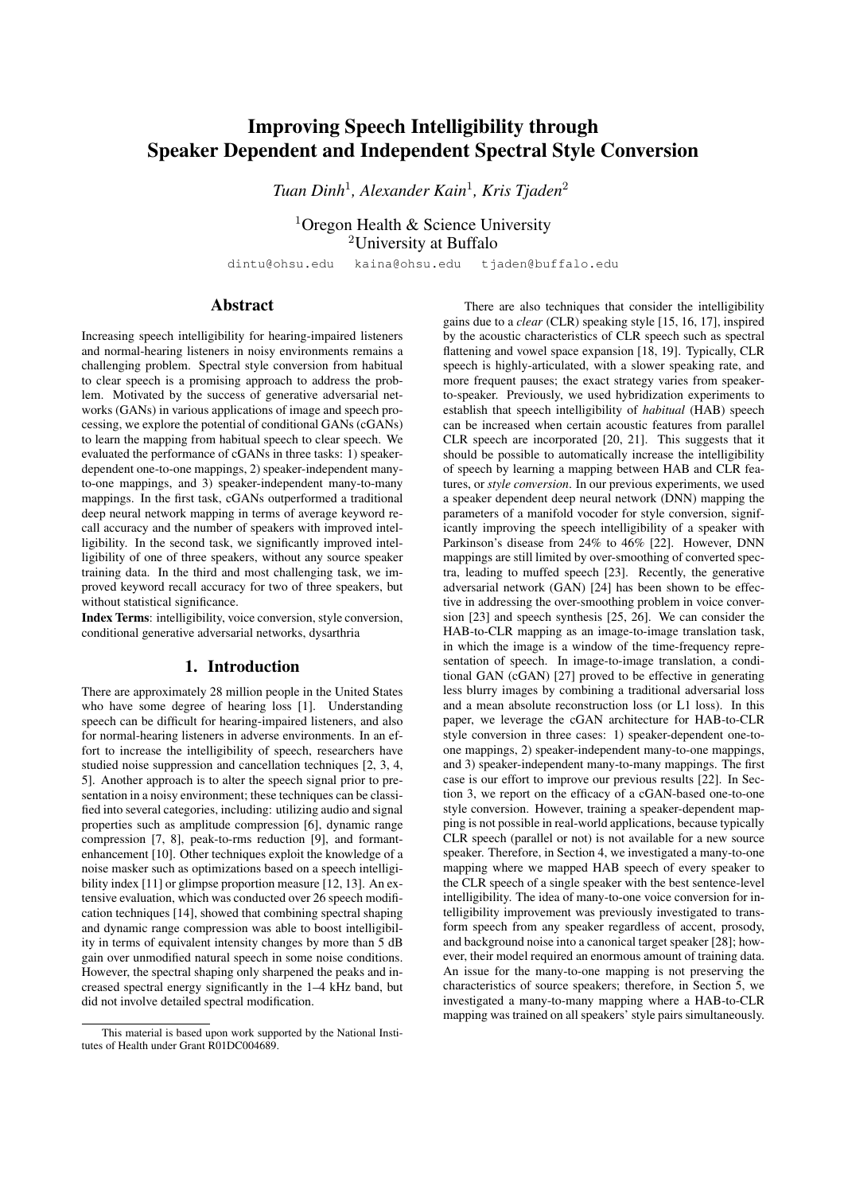# Improving Speech Intelligibility through Speaker Dependent and Independent Spectral Style Conversion

*Tuan Dinh*[1], *Alexander Kain*[1], *Kris Tjaden*[2]

[1]Oregon Health & Science University
[2]University at Buffalo

dintu@ohsu.edu kaina@ohsu.edu tjaden@buffalo.edu

## Abstract

Increasing speech intelligibility for hearing-impaired listeners and normal-hearing listeners in noisy environments remains a challenging problem. Spectral style conversion from habitual to clear speech is a promising approach to address the problem. Motivated by the success of generative adversarial networks (GANs) in various applications of image and speech processing, we explore the potential of conditional GANs (cGANs) to learn the mapping from habitual speech to clear speech. We evaluated the performance of cGANs in three tasks: 1) speaker-dependent one-to-one mappings, 2) speaker-independent many-to-one mappings, and 3) speaker-independent many-to-many mappings. In the first task, cGANs outperformed a traditional deep neural network mapping in terms of average keyword recall accuracy and the number of speakers with improved intelligibility. In the second task, we significantly improved intelligibility of one of three speakers, without any source speaker training data. In the third and most challenging task, we improved keyword recall accuracy for two of three speakers, but without statistical significance.

**Index Terms**: intelligibility, voice conversion, style conversion, conditional generative adversarial networks, dysarthria

## 1. Introduction

There are approximately 28 million people in the United States who have some degree of hearing loss [1]. Understanding speech can be difficult for hearing-impaired listeners, and also for normal-hearing listeners in adverse environments. In an effort to increase the intelligibility of speech, researchers have studied noise suppression and cancellation techniques [2, 3, 4, 5]. Another approach is to alter the speech signal prior to presentation in a noisy environment; these techniques can be classified into several categories, including: utilizing audio and signal properties such as amplitude compression [6], dynamic range compression [7, 8], peak-to-rms reduction [9], and formant-enhancement [10]. Other techniques exploit the knowledge of a noise masker such as optimizations based on a speech intelligibility index [11] or glimpse proportion measure [12, 13]. An extensive evaluation, which was conducted over 26 speech modification techniques [14], showed that combining spectral shaping and dynamic range compression was able to boost intelligibility in terms of equivalent intensity changes by more than 5 dB gain over unmodified natural speech in some noise conditions. However, the spectral shaping only sharpened the peaks and increased spectral energy significantly in the 1–4 kHz band, but did not involve detailed spectral modification.

There are also techniques that consider the intelligibility gains due to a *clear* (CLR) speaking style [15, 16, 17], inspired by the acoustic characteristics of CLR speech such as spectral flattening and vowel space expansion [18, 19]. Typically, CLR speech is highly-articulated, with a slower speaking rate, and more frequent pauses; the exact strategy varies from speaker-to-speaker. Previously, we used hybridization experiments to establish that speech intelligibility of *habitual* (HAB) speech can be increased when certain acoustic features from parallel CLR speech are incorporated [20, 21]. This suggests that it should be possible to automatically increase the intelligibility of speech by learning a mapping between HAB and CLR features, or *style conversion*. In our previous experiments, we used a speaker dependent deep neural network (DNN) mapping the parameters of a manifold vocoder for style conversion, significantly improving the speech intelligibility of a speaker with Parkinson's disease from 24% to 46% [22]. However, DNN mappings are still limited by over-smoothing of converted spectra, leading to muffed speech [23]. Recently, the generative adversarial network (GAN) [24] has been shown to be effective in addressing the over-smoothing problem in voice conversion [23] and speech synthesis [25, 26]. We can consider the HAB-to-CLR mapping as an image-to-image translation task, in which the image is a window of the time-frequency representation of speech. In image-to-image translation, a conditional GAN (cGAN) [27] proved to be effective in generating less blurry images by combining a traditional adversarial loss and a mean absolute reconstruction loss (or L1 loss). In this paper, we leverage the cGAN architecture for HAB-to-CLR style conversion in three cases: 1) speaker-dependent one-to-one mappings, 2) speaker-independent many-to-one mappings, and 3) speaker-independent many-to-many mappings. The first case is our effort to improve our previous results [22]. In Section 3, we report on the efficacy of a cGAN-based one-to-one style conversion. However, training a speaker-dependent mapping is not possible in real-world applications, because typically CLR speech (parallel or not) is not available for a new source speaker. Therefore, in Section 4, we investigated a many-to-one mapping where we mapped HAB speech of every speaker to the CLR speech of a single speaker with the best sentence-level intelligibility. The idea of many-to-one voice conversion for intelligibility improvement was previously investigated to transform speech from any speaker regardless of accent, prosody, and background noise into a canonical target speaker [28]; however, their model required an enormous amount of training data. An issue for the many-to-one mapping is not preserving the characteristics of source speakers; therefore, in Section 5, we investigated a many-to-many mapping where a HAB-to-CLR mapping was trained on all speakers' style pairs simultaneously.

This material is based upon work supported by the National Institutes of Health under Grant R01DC004689.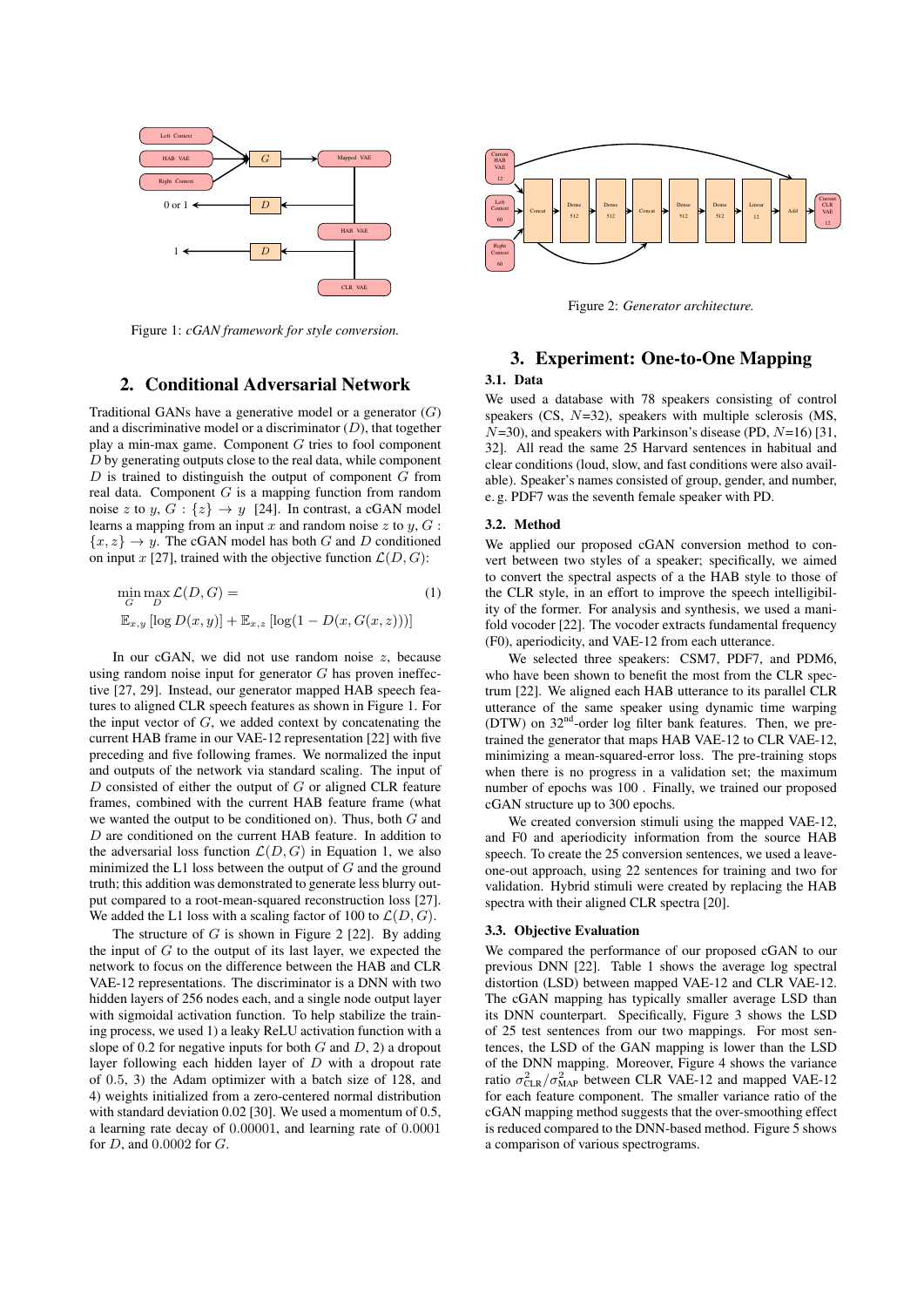Figure 1: *cGAN framework for style conversion.*

Figure 2: *Generator architecture.*

## 2. Conditional Adversarial Network

Traditional GANs have a generative model or a generator ($G$) and a discriminative model or a discriminator ($D$), that together play a min-max game. Component $G$ tries to fool component $D$ by generating outputs close to the real data, while component $D$ is trained to distinguish the output of component $G$ from real data. Component $G$ is a mapping function from random noise $z$ to $y$, $G : \{z\} \rightarrow y$ [24]. In contrast, a cGAN model learns a mapping from an input $x$ and random noise $z$ to $y$, $G : \{x, z\} \rightarrow y$. The cGAN model has both $G$ and $D$ conditioned on input $x$ [27], trained with the objective function $\mathcal{L}(D, G)$:

$$\min_{G} \max_{D} \mathcal{L}(D, G) = \tag{1}$$
$$\mathbb{E}_{x,y}\left[\log D(x, y)\right] + \mathbb{E}_{x,z}\left[\log(1 - D(x, G(x, z)))\right]$$

In our cGAN, we did not use random noise $z$, because using random noise input for generator $G$ has proven ineffective [27, 29]. Instead, our generator mapped HAB speech features to aligned CLR speech features as shown in Figure 1. For the input vector of $G$, we added context by concatenating the current HAB frame in our VAE-12 representation [22] with five preceding and five following frames. We normalized the input and outputs of the network via standard scaling. The input of $D$ consisted of either the output of $G$ or aligned CLR feature frames, combined with the current HAB feature frame (what we wanted the output to be conditioned on). Thus, both $G$ and $D$ are conditioned on the current HAB feature. In addition to the adversarial loss function $\mathcal{L}(D, G)$ in Equation 1, we also minimized the L1 loss between the output of $G$ and the ground truth; this addition was demonstrated to generate less blurry output compared to a root-mean-squared reconstruction loss [27]. We added the L1 loss with a scaling factor of 100 to $\mathcal{L}(D, G)$.

The structure of $G$ is shown in Figure 2 [22]. By adding the input of $G$ to the output of its last layer, we expected the network to focus on the difference between the HAB and CLR VAE-12 representations. The discriminator is a DNN with two hidden layers of 256 nodes each, and a single node output layer with sigmoidal activation function. To help stabilize the training process, we used 1) a leaky ReLU activation function with a slope of 0.2 for negative inputs for both $G$ and $D$, 2) a dropout layer following each hidden layer of $D$ with a dropout rate of 0.5, 3) the Adam optimizer with a batch size of 128, and 4) weights initialized from a zero-centered normal distribution with standard deviation 0.02 [30]. We used a momentum of 0.5, a learning rate decay of 0.00001, and learning rate of 0.0001 for $D$, and 0.0002 for $G$.

## 3. Experiment: One-to-One Mapping

### 3.1. Data

We used a database with 78 speakers consisting of control speakers (CS, $N$=32), speakers with multiple sclerosis (MS, $N$=30), and speakers with Parkinson's disease (PD, $N$=16) [31, 32]. All read the same 25 Harvard sentences in habitual and clear conditions (loud, slow, and fast conditions were also available). Speaker's names consisted of group, gender, and number, e. g. PDF7 was the seventh female speaker with PD.

### 3.2. Method

We applied our proposed cGAN conversion method to convert between two styles of a speaker; specifically, we aimed to convert the spectral aspects of a the HAB style to those of the CLR style, in an effort to improve the speech intelligibility of the former. For analysis and synthesis, we used a manifold vocoder [22]. The vocoder extracts fundamental frequency (F0), aperiodicity, and VAE-12 from each utterance.

We selected three speakers: CSM7, PDF7, and PDM6, who have been shown to benefit the most from the CLR spectrum [22]. We aligned each HAB utterance to its parallel CLR utterance of the same speaker using dynamic time warping (DTW) on 32$^{\text{nd}}$-order log filter bank features. Then, we pretrained the generator that maps HAB VAE-12 to CLR VAE-12, minimizing a mean-squared-error loss. The pre-training stops when there is no progress in a validation set; the maximum number of epochs was 100 . Finally, we trained our proposed cGAN structure up to 300 epochs.

We created conversion stimuli using the mapped VAE-12, and F0 and aperiodicity information from the source HAB speech. To create the 25 conversion sentences, we used a leave-one-out approach, using 22 sentences for training and two for validation. Hybrid stimuli were created by replacing the HAB spectra with their aligned CLR spectra [20].

### 3.3. Objective Evaluation

We compared the performance of our proposed cGAN to our previous DNN [22]. Table 1 shows the average log spectral distortion (LSD) between mapped VAE-12 and CLR VAE-12. The cGAN mapping has typically smaller average LSD than its DNN counterpart. Specifically, Figure 3 shows the LSD of 25 test sentences from our two mappings. For most sentences, the LSD of the GAN mapping is lower than the LSD of the DNN mapping. Moreover, Figure 4 shows the variance ratio $\sigma^2_{\text{CLR}}/\sigma^2_{\text{MAP}}$ between CLR VAE-12 and mapped VAE-12 for each feature component. The smaller variance ratio of the cGAN mapping method suggests that the over-smoothing effect is reduced compared to the DNN-based method. Figure 5 shows a comparison of various spectrograms.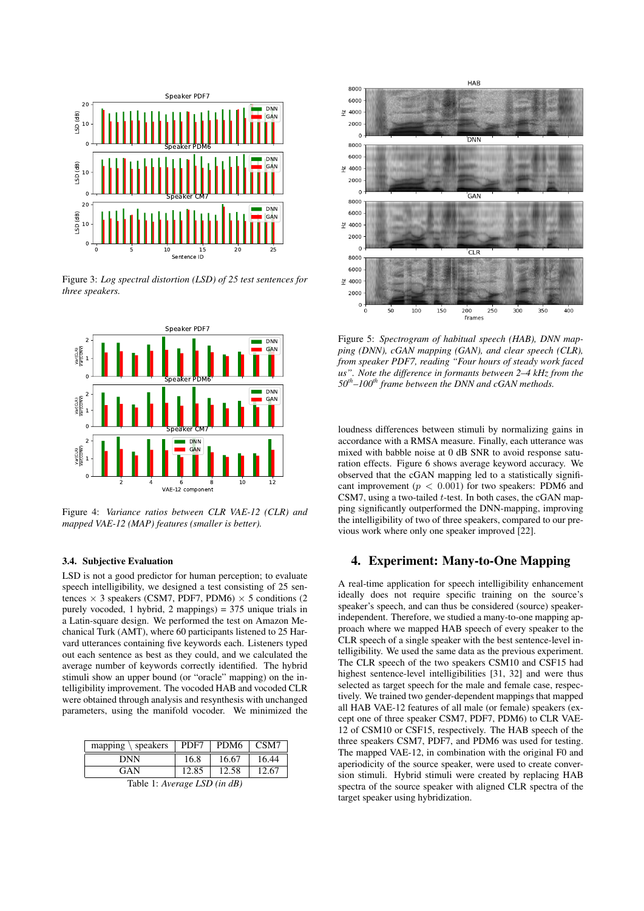Figure 3: *Log spectral distortion (LSD) of 25 test sentences for three speakers.*

Figure 4: *Variance ratios between CLR VAE-12 (CLR) and mapped VAE-12 (MAP) features (smaller is better).*

### 3.4. Subjective Evaluation

LSD is not a good predictor for human perception; to evaluate speech intelligibility, we designed a test consisting of 25 sentences × 3 speakers (CSM7, PDF7, PDM6) × 5 conditions (2 purely vocoded, 1 hybrid, 2 mappings) = 375 unique trials in a Latin-square design. We performed the test on Amazon Mechanical Turk (AMT), where 60 participants listened to 25 Harvard utterances containing five keywords each. Listeners typed out each sentence as best as they could, and we calculated the average number of keywords correctly identified. The hybrid stimuli show an upper bound (or "oracle" mapping) on the intelligibility improvement. The vocoded HAB and vocoded CLR were obtained through analysis and resynthesis with unchanged parameters, using the manifold vocoder. We minimized the

| mapping \ speakers | PDF7 | PDM6 | CSM7 |
|---|---|---|---|
| DNN | 16.8 | 16.67 | 16.44 |
| GAN | 12.85 | 12.58 | 12.67 |

Table 1: *Average LSD (in dB)*

Figure 5: *Spectrogram of habitual speech (HAB), DNN mapping (DNN), cGAN mapping (GAN), and clear speech (CLR), from speaker PDF7, reading "Four hours of steady work faced us". Note the difference in formants between 2–4 kHz from the $50^{th}$–$100^{th}$ frame between the DNN and cGAN methods.*

loudness differences between stimuli by normalizing gains in accordance with a RMSA measure. Finally, each utterance was mixed with babble noise at 0 dB SNR to avoid response saturation effects. Figure 6 shows average keyword accuracy. We observed that the cGAN mapping led to a statistically significant improvement ($p < 0.001$) for two speakers: PDM6 and CSM7, using a two-tailed $t$-test. In both cases, the cGAN mapping significantly outperformed the DNN-mapping, improving the intelligibility of two of three speakers, compared to our previous work where only one speaker improved [22].

## 4. Experiment: Many-to-One Mapping

A real-time application for speech intelligibility enhancement ideally does not require specific training on the source's speaker's speech, and can thus be considered (source) speaker-independent. Therefore, we studied a many-to-one mapping approach where we mapped HAB speech of every speaker to the CLR speech of a single speaker with the best sentence-level intelligibility. We used the same data as the previous experiment. The CLR speech of the two speakers CSM10 and CSF15 had highest sentence-level intelligibilities [31, 32] and were thus selected as target speaker for the male and female case, respectively. We trained two gender-dependent mappings that mapped all HAB VAE-12 features of all male (or female) speakers (except one of three speaker CSM7, PDF7, PDM6) to CLR VAE-12 of CSM10 or CSF15, respectively. The HAB speech of the three speakers CSM7, PDF7, and PDM6 was used for testing. The mapped VAE-12, in combination with the original F0 and aperiodicity of the source speaker, were used to create conversion stimuli. Hybrid stimuli were created by replacing HAB spectra of the source speaker with aligned CLR spectra of the target speaker using hybridization.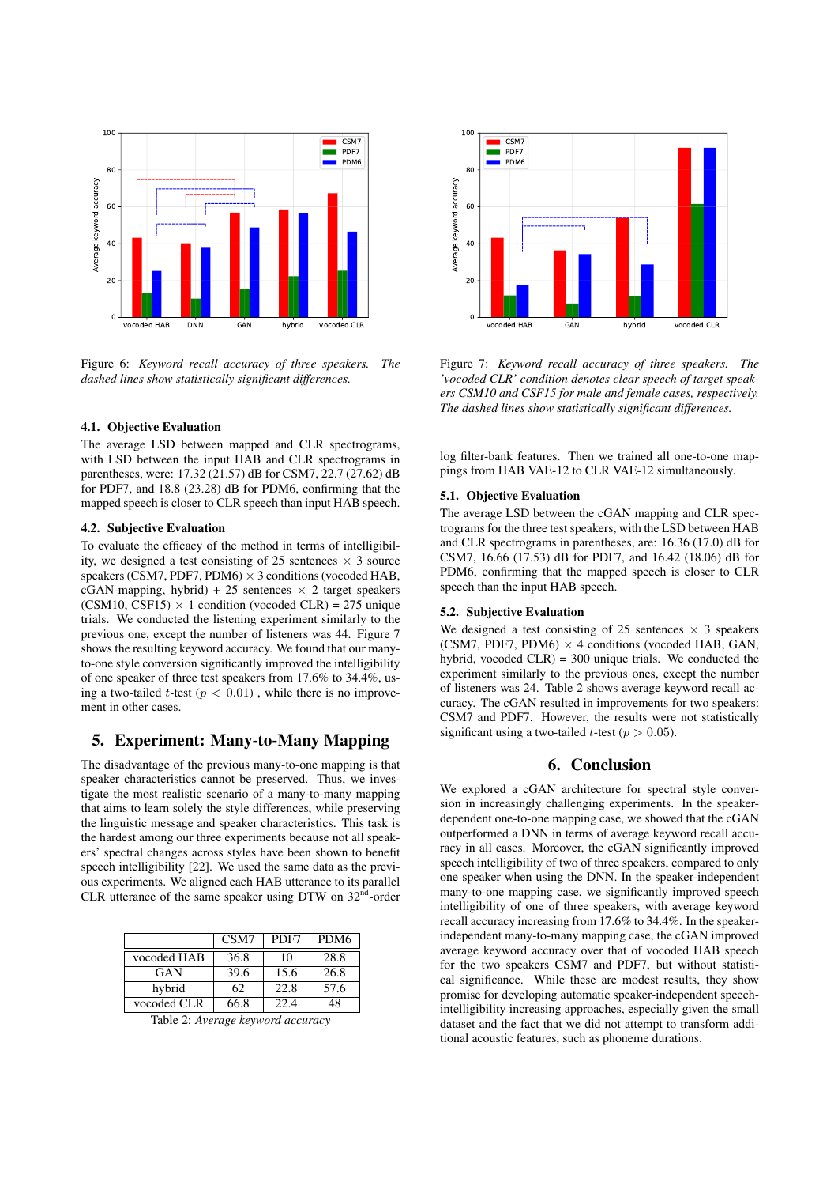Figure 6: *Keyword recall accuracy of three speakers. The dashed lines show statistically significant differences.*

Figure 7: *Keyword recall accuracy of three speakers. The 'vocoded CLR' condition denotes clear speech of target speakers CSM10 and CSF15 for male and female cases, respectively. The dashed lines show statistically significant differences.*

### 4.1. Objective Evaluation

The average LSD between mapped and CLR spectrograms, with LSD between the input HAB and CLR spectrograms in parentheses, were: 17.32 (21.57) dB for CSM7, 22.7 (27.62) dB for PDF7, and 18.8 (23.28) dB for PDM6, confirming that the mapped speech is closer to CLR speech than input HAB speech.

### 4.2. Subjective Evaluation

To evaluate the efficacy of the method in terms of intelligibility, we designed a test consisting of 25 sentences $\times$ 3 source speakers (CSM7, PDF7, PDM6) $\times$ 3 conditions (vocoded HAB, cGAN-mapping, hybrid) + 25 sentences $\times$ 2 target speakers (CSM10, CSF15) $\times$ 1 condition (vocoded CLR) = 275 unique trials. We conducted the listening experiment similarly to the previous one, except the number of listeners was 44. Figure 7 shows the resulting keyword accuracy. We found that our many-to-one style conversion significantly improved the intelligibility of one speaker of three test speakers from 17.6% to 34.4%, using a two-tailed $t$-test ($p < 0.01$) , while there is no improvement in other cases.

## 5. Experiment: Many-to-Many Mapping

The disadvantage of the previous many-to-one mapping is that speaker characteristics cannot be preserved. Thus, we investigate the most realistic scenario of a many-to-many mapping that aims to learn solely the style differences, while preserving the linguistic message and speaker characteristics. This task is the hardest among our three experiments because not all speakers' spectral changes across styles have been shown to benefit speech intelligibility [22]. We used the same data as the previous experiments. We aligned each HAB utterance to its parallel CLR utterance of the same speaker using DTW on 32$^{\text{nd}}$-order log filter-bank features. Then we trained all one-to-one mappings from HAB VAE-12 to CLR VAE-12 simultaneously.

|  | CSM7 | PDF7 | PDM6 |
|---|---|---|---|
| vocoded HAB | 36.8 | 10 | 28.8 |
| GAN | 39.6 | 15.6 | 26.8 |
| hybrid | 62 | 22.8 | 57.6 |
| vocoded CLR | 66.8 | 22.4 | 48 |

Table 2: *Average keyword accuracy*

### 5.1. Objective Evaluation

The average LSD between the cGAN mapping and CLR spectrograms for the three test speakers, with the LSD between HAB and CLR spectrograms in parentheses, are: 16.36 (17.0) dB for CSM7, 16.66 (17.53) dB for PDF7, and 16.42 (18.06) dB for PDM6, confirming that the mapped speech is closer to CLR speech than the input HAB speech.

### 5.2. Subjective Evaluation

We designed a test consisting of 25 sentences $\times$ 3 speakers (CSM7, PDF7, PDM6) $\times$ 4 conditions (vocoded HAB, GAN, hybrid, vocoded CLR) = 300 unique trials. We conducted the experiment similarly to the previous ones, except the number of listeners was 24. Table 2 shows average keyword recall accuracy. The cGAN resulted in improvements for two speakers: CSM7 and PDF7. However, the results were not statistically significant using a two-tailed $t$-test ($p > 0.05$).

## 6. Conclusion

We explored a cGAN architecture for spectral style conversion in increasingly challenging experiments. In the speaker-dependent one-to-one mapping case, we showed that the cGAN outperformed a DNN in terms of average keyword recall accuracy in all cases. Moreover, the cGAN significantly improved speech intelligibility of two of three speakers, compared to only one speaker when using the DNN. In the speaker-independent many-to-one mapping case, we significantly improved speech intelligibility of one of three speakers, with average keyword recall accuracy increasing from 17.6% to 34.4%. In the speaker-independent many-to-many mapping case, the cGAN improved average keyword accuracy over that of vocoded HAB speech for the two speakers CSM7 and PDF7, but without statistical significance. While these are modest results, they show promise for developing automatic speaker-independent speech-intelligibility increasing approaches, especially given the small dataset and the fact that we did not attempt to transform additional acoustic features, such as phoneme durations.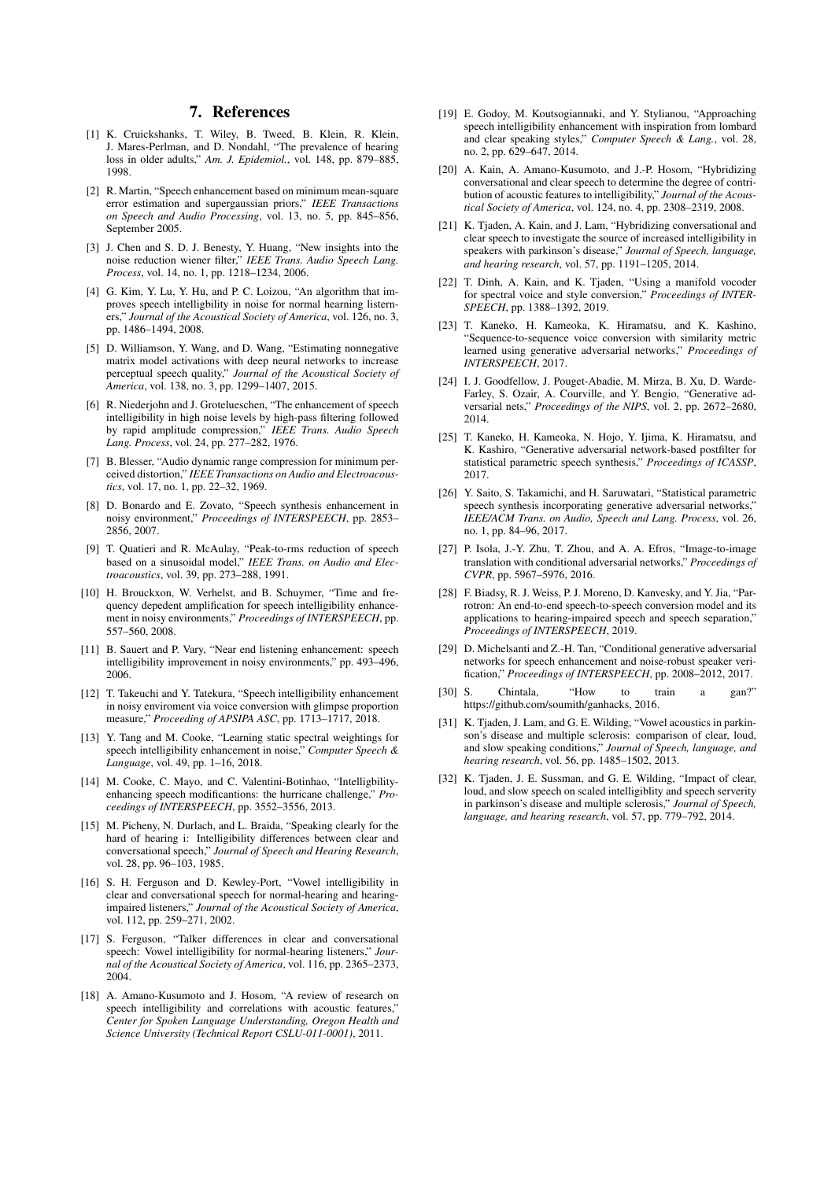## 7. References

[1] K. Cruickshanks, T. Wiley, B. Tweed, B. Klein, R. Klein, J. Mares-Perlman, and D. Nondahl, "The prevalence of hearing loss in older adults," *Am. J. Epidemiol.*, vol. 148, pp. 879–885, 1998.

[2] R. Martin, "Speech enhancement based on minimum mean-square error estimation and supergaussian priors," *IEEE Transactions on Speech and Audio Processing*, vol. 13, no. 5, pp. 845–856, September 2005.

[3] J. Chen and S. D. J. Benesty, Y. Huang, "New insights into the noise reduction wiener filter," *IEEE Trans. Audio Speech Lang. Process*, vol. 14, no. 1, pp. 1218–1234, 2006.

[4] G. Kim, Y. Lu, Y. Hu, and P. C. Loizou, "An algorithm that improves speech intelligbility in noise for normal hearning listenners," *Journal of the Acoustical Society of America*, vol. 126, no. 3, pp. 1486–1494, 2008.

[5] D. Williamson, Y. Wang, and D. Wang, "Estimating nonnegative matrix model activations with deep neural networks to increase perceptual speech quality," *Journal of the Acoustical Society of America*, vol. 138, no. 3, pp. 1299–1407, 2015.

[6] R. Niederjohn and J. Grotelueschen, "The enhancement of speech intelligibility in high noise levels by high-pass filtering followed by rapid amplitude compression," *IEEE Trans. Audio Speech Lang. Process*, vol. 24, pp. 277–282, 1976.

[7] B. Blesser, "Audio dynamic range compression for minimum perceived distortion," *IEEE Transactions on Audio and Electroacoustics*, vol. 17, no. 1, pp. 22–32, 1969.

[8] D. Bonardo and E. Zovato, "Speech synthesis enhancement in noisy environment," *Proceedings of INTERSPEECH*, pp. 2853–2856, 2007.

[9] T. Quatieri and R. McAulay, "Peak-to-rms reduction of speech based on a sinusoidal model," *IEEE Trans. on Audio and Electroacoustics*, vol. 39, pp. 273–288, 1991.

[10] H. Brouckxon, W. Verhelst, and B. Schuymer, "Time and frequency depedent amplification for speech intelligibility enhancement in noisy environments," *Proceedings of INTERSPEECH*, pp. 557–560, 2008.

[11] B. Sauert and P. Vary, "Near end listening enhancement: speech intelligibility improvement in noisy environments," pp. 493–496, 2006.

[12] T. Takeuchi and Y. Tatekura, "Speech intelligibility enhancement in noisy enviroment via voice conversion with glimpse proportion measure," *Proceeding of APSIPA ASC*, pp. 1713–1717, 2018.

[13] Y. Tang and M. Cooke, "Learning static spectral weightings for speech intelligibility enhancement in noise," *Computer Speech & Language*, vol. 49, pp. 1–16, 2018.

[14] M. Cooke, C. Mayo, and C. Valentini-Botinhao, "Intelligibility-enhancing speech modificantions: the hurricane challenge," *Proceedings of INTERSPEECH*, pp. 3552–3556, 2013.

[15] M. Picheny, N. Durlach, and L. Braida, "Speaking clearly for the hard of hearing i: Intelligibility differences between clear and conversational speech," *Journal of Speech and Hearing Research*, vol. 28, pp. 96–103, 1985.

[16] S. H. Ferguson and D. Kewley-Port, "Vowel intelligibility in clear and conversational speech for normal-hearing and hearing-impaired listeners," *Journal of the Acoustical Society of America*, vol. 112, pp. 259–271, 2002.

[17] S. Ferguson, "Talker differences in clear and conversational speech: Vowel intelligibility for normal-hearing listeners," *Journal of the Acoustical Society of America*, vol. 116, pp. 2365–2373, 2004.

[18] A. Amano-Kusumoto and J. Hosom, "A review of research on speech intelligibility and correlations with acoustic features," *Center for Spoken Language Understanding, Oregon Health and Science University (Technical Report CSLU-011-0001)*, 2011.

[19] E. Godoy, M. Koutsogiannaki, and Y. Stylianou, "Approaching speech intelligibility enhancement with inspiration from lombard and clear speaking styles," *Computer Speech & Lang.*, vol. 28, no. 2, pp. 629–647, 2014.

[20] A. Kain, A. Amano-Kusumoto, and J.-P. Hosom, "Hybridizing conversational and clear speech to determine the degree of contribution of acoustic features to intelligibility," *Journal of the Acoustical Society of America*, vol. 124, no. 4, pp. 2308–2319, 2008.

[21] K. Tjaden, A. Kain, and J. Lam, "Hybridizing conversational and clear speech to investigate the source of increased intelligibility in speakers with parkinson's disease," *Journal of Speech, language, and hearing research*, vol. 57, pp. 1191–1205, 2014.

[22] T. Dinh, A. Kain, and K. Tjaden, "Using a manifold vocoder for spectral voice and style conversion," *Proceedings of INTERSPEECH*, pp. 1388–1392, 2019.

[23] T. Kaneko, H. Kameoka, K. Hiramatsu, and K. Kashino, "Sequence-to-sequence voice conversion with similarity metric learned using generative adversarial networks," *Proceedings of INTERSPEECH*, 2017.

[24] I. J. Goodfellow, J. Pouget-Abadie, M. Mirza, B. Xu, D. Warde-Farley, S. Ozair, A. Courville, and Y. Bengio, "Generative adversarial nets," *Proceedings of the NIPS*, vol. 2, pp. 2672–2680, 2014.

[25] T. Kaneko, H. Kameoka, N. Hojo, Y. Ijima, K. Hiramatsu, and K. Kashiro, "Generative adversarial network-based postfilter for statistical parametric speech synthesis," *Proceedings of ICASSP*, 2017.

[26] Y. Saito, S. Takamichi, and H. Saruwatari, "Statistical parametric speech synthesis incorporating generative adversarial networks," *IEEE/ACM Trans. on Audio, Speech and Lang. Process*, vol. 26, no. 1, pp. 84–96, 2017.

[27] P. Isola, J.-Y. Zhu, T. Zhou, and A. A. Efros, "Image-to-image translation with conditional adversarial networks," *Proceedings of CVPR*, pp. 5967–5976, 2016.

[28] F. Biadsy, R. J. Weiss, P. J. Moreno, D. Kanvesky, and Y. Jia, "Parrotron: An end-to-end speech-to-speech conversion model and its applications to hearing-impaired speech and speech separation," *Proceedings of INTERSPEECH*, 2019.

[29] D. Michelsanti and Z.-H. Tan, "Conditional generative adversarial networks for speech enhancement and noise-robust speaker verification," *Proceedings of INTERSPEECH*, pp. 2008–2012, 2017.

[30] S. Chintala, "How to train a gan?" https://github.com/soumith/ganhacks, 2016.

[31] K. Tjaden, J. Lam, and G. E. Wilding, "Vowel acoustics in parkinson's disease and multiple sclerosis: comparison of clear, loud, and slow speaking conditions," *Journal of Speech, language, and hearing research*, vol. 56, pp. 1485–1502, 2013.

[32] K. Tjaden, J. E. Sussman, and G. E. Wilding, "Impact of clear, loud, and slow speech on scaled intelligiblity and speech serverity in parkinson's disease and multiple sclerosis," *Journal of Speech, language, and hearing research*, vol. 57, pp. 779–792, 2014.